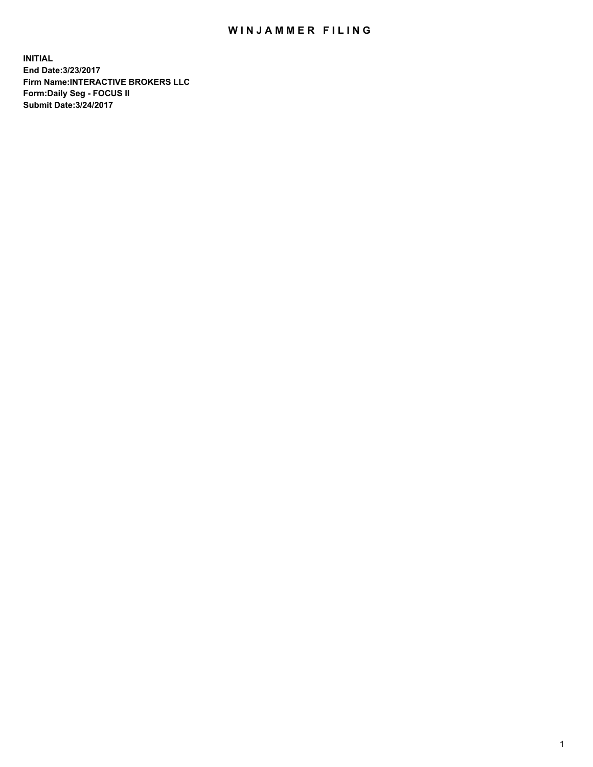# WINJAMMER FILING

**INITIAL**
**End Date:3/23/2017**
**Firm Name:INTERACTIVE BROKERS LLC**
**Form:Daily Seg - FOCUS II**
**Submit Date:3/24/2017**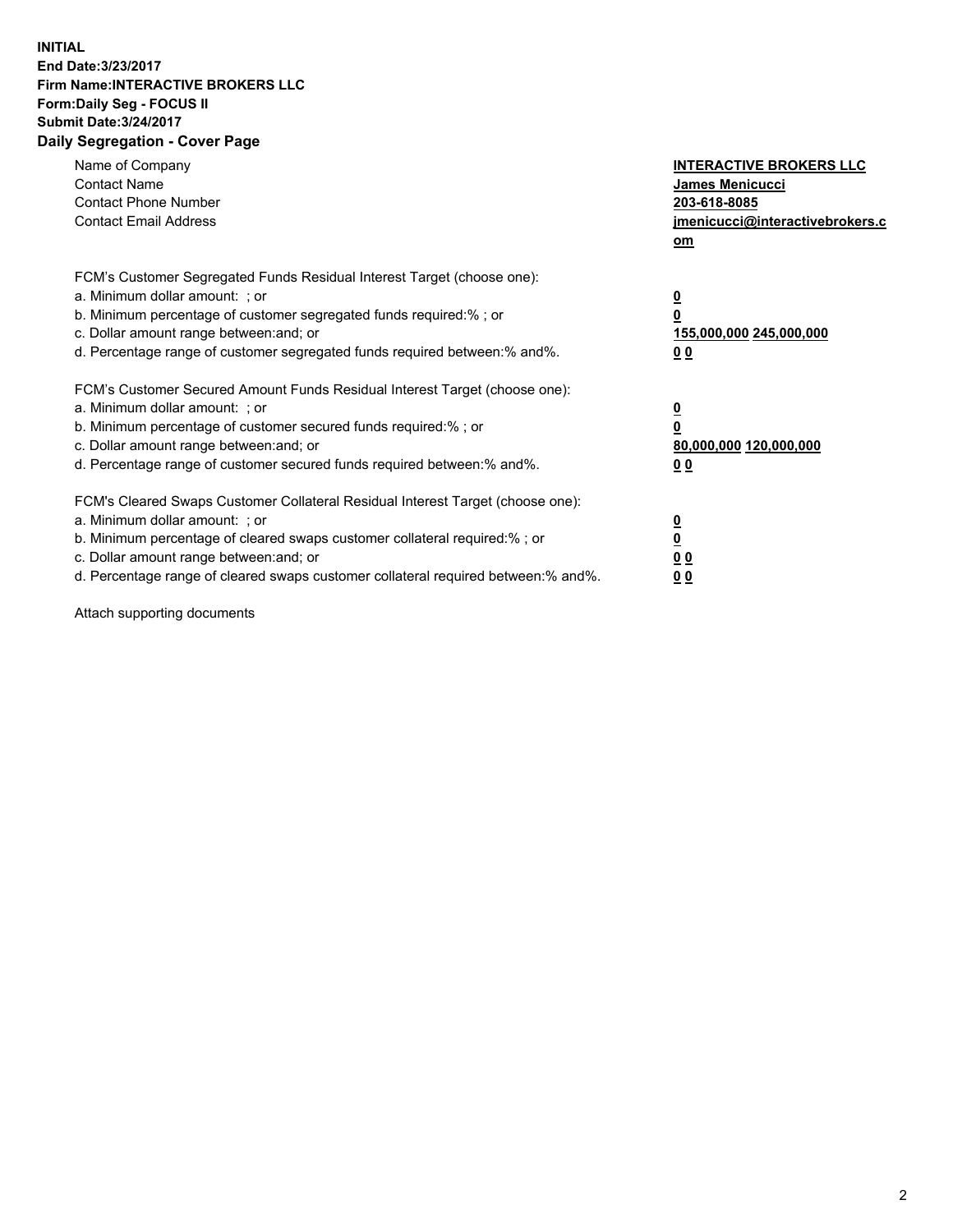**INITIAL**
**End Date:3/23/2017**
**Firm Name:INTERACTIVE BROKERS LLC**
**Form:Daily Seg - FOCUS II**
**Submit Date:3/24/2017**
**Daily Segregation - Cover Page**

| | |
|---|---|
| Name of Company | **INTERACTIVE BROKERS LLC** |
| Contact Name | **James Menicucci** |
| Contact Phone Number | **203-618-8085** |
| Contact Email Address | **jmenicucci@interactivebrokers.com** |

| | |
|---|---|
| FCM's Customer Segregated Funds Residual Interest Target (choose one): | |
| a. Minimum dollar amount: ; or | **0** |
| b. Minimum percentage of customer segregated funds required:% ; or | **0** |
| c. Dollar amount range between:and; or | **155,000,000 245,000,000** |
| d. Percentage range of customer segregated funds required between:% and%. | **0 0** |

| | |
|---|---|
| FCM's Customer Secured Amount Funds Residual Interest Target (choose one): | |
| a. Minimum dollar amount: ; or | **0** |
| b. Minimum percentage of customer secured funds required:% ; or | **0** |
| c. Dollar amount range between:and; or | **80,000,000 120,000,000** |
| d. Percentage range of customer secured funds required between:% and%. | **0 0** |

| | |
|---|---|
| FCM's Cleared Swaps Customer Collateral Residual Interest Target (choose one): | |
| a. Minimum dollar amount: ; or | **0** |
| b. Minimum percentage of cleared swaps customer collateral required:% ; or | **0** |
| c. Dollar amount range between:and; or | **0 0** |
| d. Percentage range of cleared swaps customer collateral required between:% and%. | **0 0** |

Attach supporting documents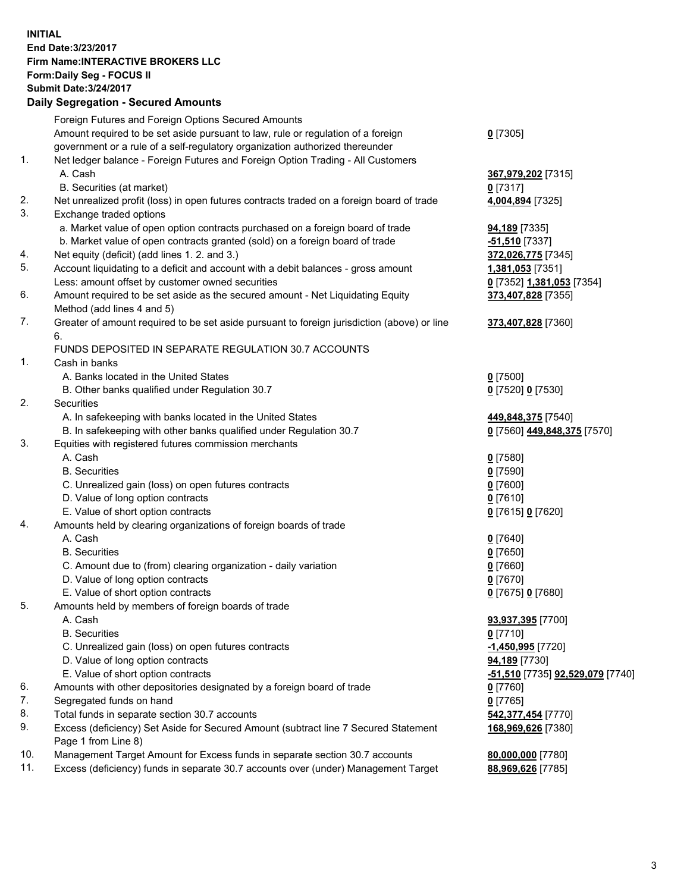**INITIAL**
**End Date:3/23/2017**
**Firm Name:INTERACTIVE BROKERS LLC**
**Form:Daily Seg - FOCUS II**
**Submit Date:3/24/2017**

## Daily Segregation - Secured Amounts

| | | |
|---|---|---|
| | Foreign Futures and Foreign Options Secured Amounts | |
| | Amount required to be set aside pursuant to law, rule or regulation of a foreign government or a rule of a self-regulatory organization authorized thereunder | **0** [7305] |
| 1. | Net ledger balance - Foreign Futures and Foreign Option Trading - All Customers | |
| | A. Cash | **367,979,202** [7315] |
| | B. Securities (at market) | **0** [7317] |
| 2. | Net unrealized profit (loss) in open futures contracts traded on a foreign board of trade | **4,004,894** [7325] |
| 3. | Exchange traded options | |
| | a. Market value of open option contracts purchased on a foreign board of trade | **94,189** [7335] |
| | b. Market value of open contracts granted (sold) on a foreign board of trade | **-51,510** [7337] |
| 4. | Net equity (deficit) (add lines 1. 2. and 3.) | **372,026,775** [7345] |
| 5. | Account liquidating to a deficit and account with a debit balances - gross amount | **1,381,053** [7351] |
| | Less: amount offset by customer owned securities | **0** [7352] **1,381,053** [7354] |
| 6. | Amount required to be set aside as the secured amount - Net Liquidating Equity Method (add lines 4 and 5) | **373,407,828** [7355] |
| 7. | Greater of amount required to be set aside pursuant to foreign jurisdiction (above) or line 6. | **373,407,828** [7360] |
| | FUNDS DEPOSITED IN SEPARATE REGULATION 30.7 ACCOUNTS | |
| 1. | Cash in banks | |
| | A. Banks located in the United States | **0** [7500] |
| | B. Other banks qualified under Regulation 30.7 | **0** [7520] **0** [7530] |
| 2. | Securities | |
| | A. In safekeeping with banks located in the United States | **449,848,375** [7540] |
| | B. In safekeeping with other banks qualified under Regulation 30.7 | **0** [7560] **449,848,375** [7570] |
| 3. | Equities with registered futures commission merchants | |
| | A. Cash | **0** [7580] |
| | B. Securities | **0** [7590] |
| | C. Unrealized gain (loss) on open futures contracts | **0** [7600] |
| | D. Value of long option contracts | **0** [7610] |
| | E. Value of short option contracts | **0** [7615] **0** [7620] |
| 4. | Amounts held by clearing organizations of foreign boards of trade | |
| | A. Cash | **0** [7640] |
| | B. Securities | **0** [7650] |
| | C. Amount due to (from) clearing organization - daily variation | **0** [7660] |
| | D. Value of long option contracts | **0** [7670] |
| | E. Value of short option contracts | **0** [7675] **0** [7680] |
| 5. | Amounts held by members of foreign boards of trade | |
| | A. Cash | **93,937,395** [7700] |
| | B. Securities | **0** [7710] |
| | C. Unrealized gain (loss) on open futures contracts | **-1,450,995** [7720] |
| | D. Value of long option contracts | **94,189** [7730] |
| | E. Value of short option contracts | **-51,510** [7735] **92,529,079** [7740] |
| 6. | Amounts with other depositories designated by a foreign board of trade | **0** [7760] |
| 7. | Segregated funds on hand | **0** [7765] |
| 8. | Total funds in separate section 30.7 accounts | **542,377,454** [7770] |
| 9. | Excess (deficiency) Set Aside for Secured Amount (subtract line 7 Secured Statement Page 1 from Line 8) | **168,969,626** [7380] |
| 10. | Management Target Amount for Excess funds in separate section 30.7 accounts | **80,000,000** [7780] |
| 11. | Excess (deficiency) funds in separate 30.7 accounts over (under) Management Target | **88,969,626** [7785] |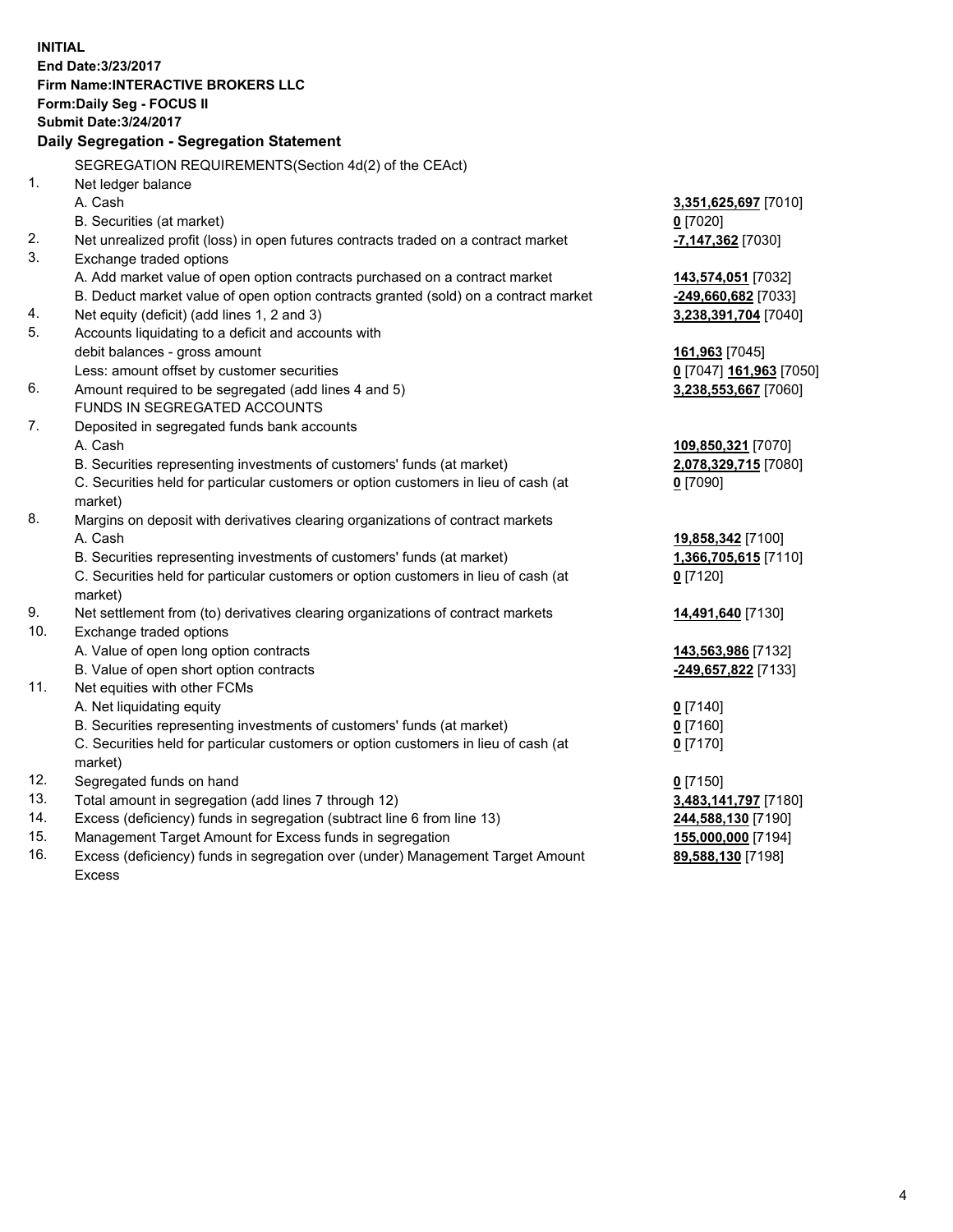**INITIAL**
**End Date:3/23/2017**
**Firm Name:INTERACTIVE BROKERS LLC**
**Form:Daily Seg - FOCUS II**
**Submit Date:3/24/2017**

## Daily Segregation - Segregation Statement

| | | |
|---|---|---|
| | SEGREGATION REQUIREMENTS(Section 4d(2) of the CEAct) | |
| 1. | Net ledger balance | |
| | A. Cash | **3,351,625,697** [7010] |
| | B. Securities (at market) | **0** [7020] |
| 2. | Net unrealized profit (loss) in open futures contracts traded on a contract market | **-7,147,362** [7030] |
| 3. | Exchange traded options | |
| | A. Add market value of open option contracts purchased on a contract market | **143,574,051** [7032] |
| | B. Deduct market value of open option contracts granted (sold) on a contract market | **-249,660,682** [7033] |
| 4. | Net equity (deficit) (add lines 1, 2 and 3) | **3,238,391,704** [7040] |
| 5. | Accounts liquidating to a deficit and accounts with | |
| | debit balances - gross amount | **161,963** [7045] |
| | Less: amount offset by customer securities | **0** [7047] **161,963** [7050] |
| 6. | Amount required to be segregated (add lines 4 and 5) | **3,238,553,667** [7060] |
| | FUNDS IN SEGREGATED ACCOUNTS | |
| 7. | Deposited in segregated funds bank accounts | |
| | A. Cash | **109,850,321** [7070] |
| | B. Securities representing investments of customers' funds (at market) | **2,078,329,715** [7080] |
| | C. Securities held for particular customers or option customers in lieu of cash (at market) | **0** [7090] |
| 8. | Margins on deposit with derivatives clearing organizations of contract markets | |
| | A. Cash | **19,858,342** [7100] |
| | B. Securities representing investments of customers' funds (at market) | **1,366,705,615** [7110] |
| | C. Securities held for particular customers or option customers in lieu of cash (at market) | **0** [7120] |
| 9. | Net settlement from (to) derivatives clearing organizations of contract markets | **14,491,640** [7130] |
| 10. | Exchange traded options | |
| | A. Value of open long option contracts | **143,563,986** [7132] |
| | B. Value of open short option contracts | **-249,657,822** [7133] |
| 11. | Net equities with other FCMs | |
| | A. Net liquidating equity | **0** [7140] |
| | B. Securities representing investments of customers' funds (at market) | **0** [7160] |
| | C. Securities held for particular customers or option customers in lieu of cash (at market) | **0** [7170] |
| 12. | Segregated funds on hand | **0** [7150] |
| 13. | Total amount in segregation (add lines 7 through 12) | **3,483,141,797** [7180] |
| 14. | Excess (deficiency) funds in segregation (subtract line 6 from line 13) | **244,588,130** [7190] |
| 15. | Management Target Amount for Excess funds in segregation | **155,000,000** [7194] |
| 16. | Excess (deficiency) funds in segregation over (under) Management Target Amount Excess | **89,588,130** [7198] |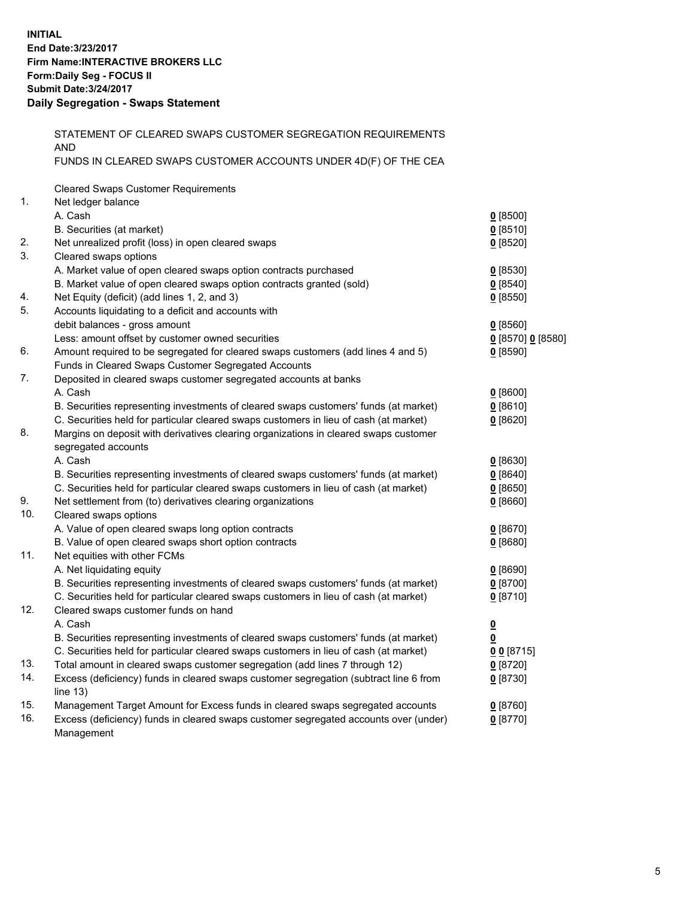**INITIAL**
**End Date:3/23/2017**
**Firm Name:INTERACTIVE BROKERS LLC**
**Form:Daily Seg - FOCUS II**
**Submit Date:3/24/2017**
**Daily Segregation - Swaps Statement**

STATEMENT OF CLEARED SWAPS CUSTOMER SEGREGATION REQUIREMENTS AND FUNDS IN CLEARED SWAPS CUSTOMER ACCOUNTS UNDER 4D(F) OF THE CEA

| | | |
|---|---|---|
| | Cleared Swaps Customer Requirements | |
| 1. | Net ledger balance | |
| | A. Cash | 0 [8500] |
| | B. Securities (at market) | 0 [8510] |
| 2. | Net unrealized profit (loss) in open cleared swaps | 0 [8520] |
| 3. | Cleared swaps options | |
| | A. Market value of open cleared swaps option contracts purchased | 0 [8530] |
| | B. Market value of open cleared swaps option contracts granted (sold) | 0 [8540] |
| 4. | Net Equity (deficit) (add lines 1, 2, and 3) | 0 [8550] |
| 5. | Accounts liquidating to a deficit and accounts with debit balances - gross amount | 0 [8560] |
| | Less: amount offset by customer owned securities | 0 [8570] 0 [8580] |
| 6. | Amount required to be segregated for cleared swaps customers (add lines 4 and 5) | 0 [8590] |
| | Funds in Cleared Swaps Customer Segregated Accounts | |
| 7. | Deposited in cleared swaps customer segregated accounts at banks | |
| | A. Cash | 0 [8600] |
| | B. Securities representing investments of cleared swaps customers' funds (at market) | 0 [8610] |
| | C. Securities held for particular cleared swaps customers in lieu of cash (at market) | 0 [8620] |
| 8. | Margins on deposit with derivatives clearing organizations in cleared swaps customer segregated accounts | |
| | A. Cash | 0 [8630] |
| | B. Securities representing investments of cleared swaps customers' funds (at market) | 0 [8640] |
| | C. Securities held for particular cleared swaps customers in lieu of cash (at market) | 0 [8650] |
| 9. | Net settlement from (to) derivatives clearing organizations | 0 [8660] |
| 10. | Cleared swaps options | |
| | A. Value of open cleared swaps long option contracts | 0 [8670] |
| | B. Value of open cleared swaps short option contracts | 0 [8680] |
| 11. | Net equities with other FCMs | |
| | A. Net liquidating equity | 0 [8690] |
| | B. Securities representing investments of cleared swaps customers' funds (at market) | 0 [8700] |
| | C. Securities held for particular cleared swaps customers in lieu of cash (at market) | 0 [8710] |
| 12. | Cleared swaps customer funds on hand | |
| | A. Cash | 0 |
| | B. Securities representing investments of cleared swaps customers' funds (at market) | 0 |
| | C. Securities held for particular cleared swaps customers in lieu of cash (at market) | 0 0 [8715] |
| 13. | Total amount in cleared swaps customer segregation (add lines 7 through 12) | 0 [8720] |
| 14. | Excess (deficiency) funds in cleared swaps customer segregation (subtract line 6 from line 13) | 0 [8730] |
| 15. | Management Target Amount for Excess funds in cleared swaps segregated accounts | 0 [8760] |
| 16. | Excess (deficiency) funds in cleared swaps customer segregated accounts over (under) Management | 0 [8770] |